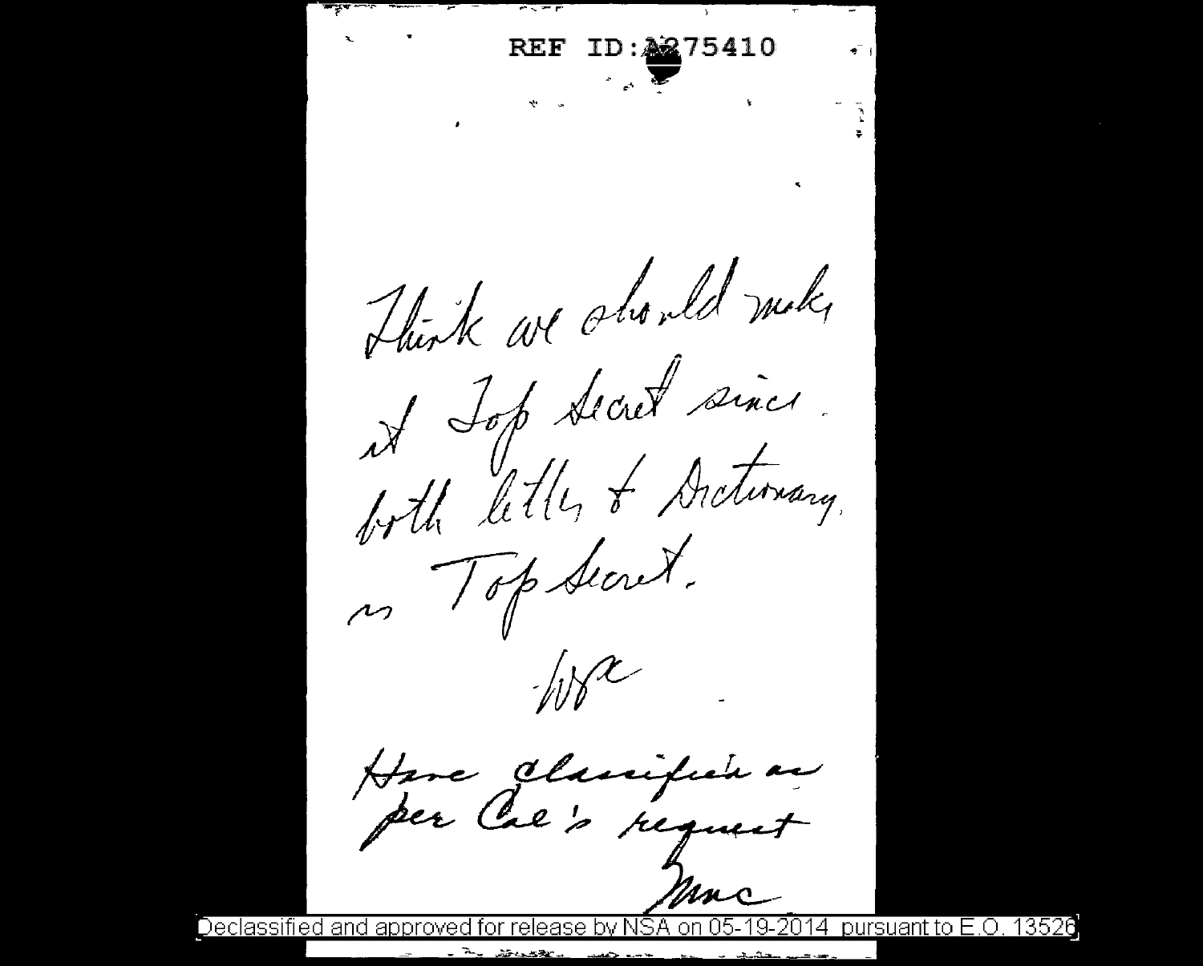REF ID:A275410

Think we should make it Top Secret since both letter & Dictionary is Top Secret.

WFF

Have classified as per Col's request

Mac

Declassified and approved for release by NSA on 05-19-2014 pursuant to E.O. 13526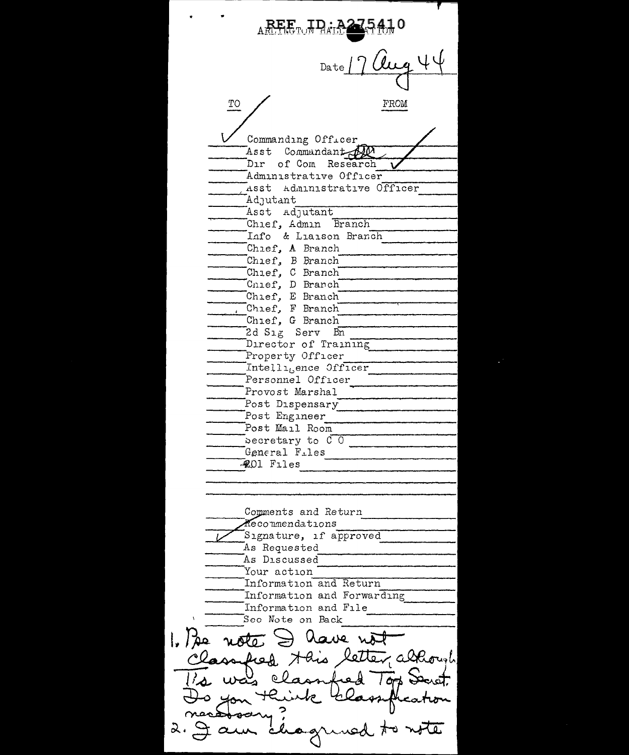REF ID:A275410

ARLINGTON HALL STATION

Date 17 Aug 44

| TO | | FROM |
|---|---|---|
| ✓ | Commanding Officer | |
| | Asst Commandant | ✓ |
| | Dir of Com Research ✓ | |
| | Administrative Officer | |
| | Asst Administrative Officer | |
| | Adjutant | |
| | Asst Adjutant | |
| | Chief, Admin Branch | |
| | Info & Liaison Branch | |
| | Chief, A Branch | |
| | Chief, B Branch | |
| | Chief, C Branch | |
| | Chief, D Branch | |
| | Chief, E Branch | |
| | Chief, F Branch | |
| | Chief, G Branch | |
| | 2d Sig Serv Bn | |
| | Director of Training | |
| | Property Officer | |
| | Intelligence Officer | |
| | Personnel Officer | |
| | Provost Marshal | |
| | Post Dispensary | |
| | Post Engineer | |
| | Post Mail Room | |
| | Secretary to C O | |
| | General Files | |
| | 201 Files | |

| | |
|---|---|
| | Comments and Return |
| ✓ | Recommendations |
| ✓ | Signature, if approved |
| | As Requested |
| | As Discussed |
| | Your action |
| | Information and Return |
| | Information and Forwarding |
| | Information and File |
| | See Note on Back |

1. Pse note I have not classified this letter, although T's was classified Top Secret. Do you think classification necessary?
2. I am chagrined to note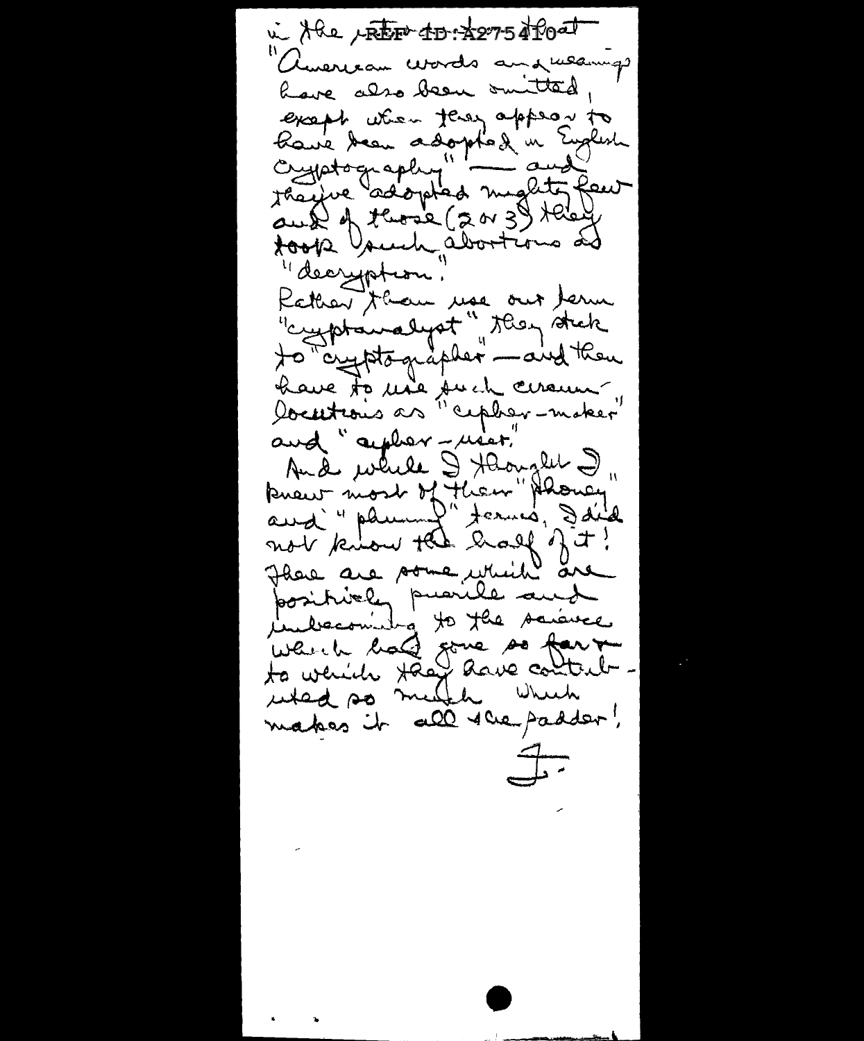in the [REF ID:A275410] that "American words and meanings have also been omitted, except when they appear to have been adopted in English cryptography" — and they've adopted mighty few and of those (2 or 3) they took such abortions as "decryption".

Rather than use our term "cryptanalyst" they stick to "cryptographer" — and then have to use such circumlocutions as "cipher-maker" and "cipher-user."

And while I thought I knew most of their "phoney" and "phunny" terms, I did not know the half of it! There are some which are positively puerile and unbecoming to the science which has gone so far — to which they have contributed so much which makes it all the sadder!

F.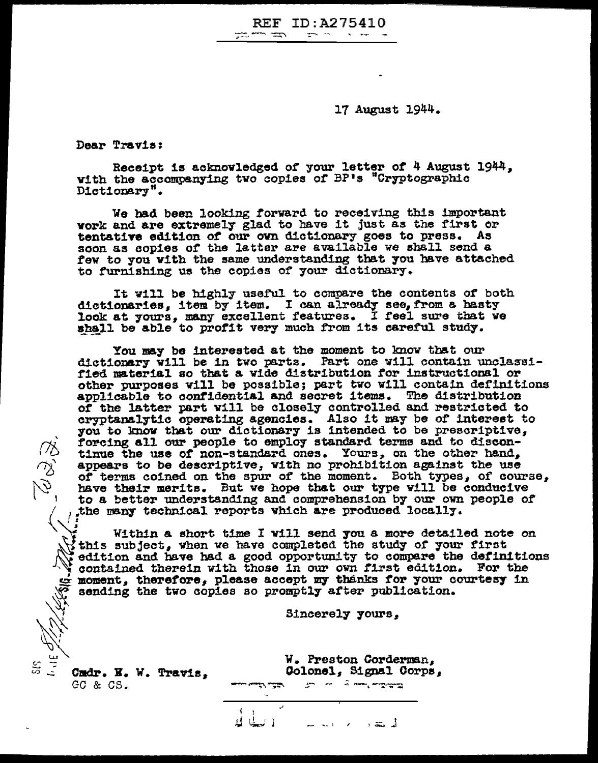REF ID:A275410

17 August 1944.

Dear Travis:

Receipt is acknowledged of your letter of 4 August 1944, with the accompanying two copies of BP's "Cryptographic Dictionary".

We had been looking forward to receiving this important work and are extremely glad to have it just as the first or tentative edition of our own dictionary goes to press. As soon as copies of the latter are available we shall send a few to you with the same understanding that you have attached to furnishing us the copies of your dictionary.

It will be highly useful to compare the contents of both dictionaries, item by item. I can already see, from a hasty look at yours, many excellent features. I feel sure that we shall be able to profit very much from its careful study.

You may be interested at the moment to know that our dictionary will be in two parts. Part one will contain unclassified material so that a wide distribution for instructional or other purposes will be possible; part two will contain definitions applicable to confidential and secret items. The distribution of the latter part will be closely controlled and restricted to cryptanalytic operating agencies. Also it may be of interest to you to know that our dictionary is intended to be prescriptive, forcing all our people to employ standard terms and to discontinue the use of non-standard ones. Yours, on the other hand, appears to be descriptive, with no prohibition against the use of terms coined on the spur of the moment. Both types, of course, have their merits. But we hope that our type will be conducive to a better understanding and comprehension by our own people of the many technical reports which are produced locally.

Within a short time I will send you a more detailed note on this subject, when we have completed the study of your first edition and have had a good opportunity to compare the definitions contained therein with those in our own first edition. For the moment, therefore, please accept my thanks for your courtesy in sending the two copies so promptly after publication.

Sincerely yours,

W. Preston Corderman,
Colonel, Signal Corps,

Cmdr. E. W. Travis,
GC & CS.